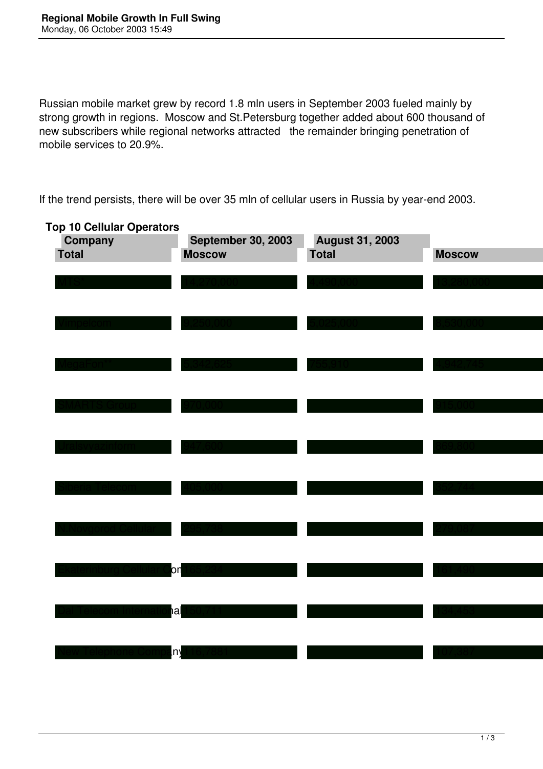Russian mobile market grew by record 1.8 mln users in September 2003 fueled mainly by strong growth in regions. Moscow and St.Petersburg together added about 600 thousand of new subscribers while regional networks attracted the remainder bringing penetration of mobile services to 20.9%.

If the trend persists, there will be over 35 mln of cellular users in Russia by year-end 2003.

**Top 10 Cellular Operators**

| Company | September 30, 2003 | | August 31, 2003 | |
|---|---|---|---|---|
| | Total | Moscow | Total | Moscow |
| MTS | 14,270,000 | 4,490,000 | 13,280,000 | |
| Vimpelcom | 9,250,000 | 5,025,000 | 8,530,000 | |
| MegaFon** | 5,342,525 | 755,910 | 4,942,745 | |
| SMARTS Group | 970,000 | | 915,000 | |
| Uralsvyazinform | 847,600 | | 869,800 | |
| Siberia Telecom | 405,000 | | 362,744 | |
| N.Novgorod Cellular | 295,738 | | 279,087 | |
| Ekaterinburg Cellular Com | 165,234 | | 161,490 | |
| Bat Telecom International | 150,711 | | 134,853 | |
| New Telephone Company | 116,7881 | | 107,387 | |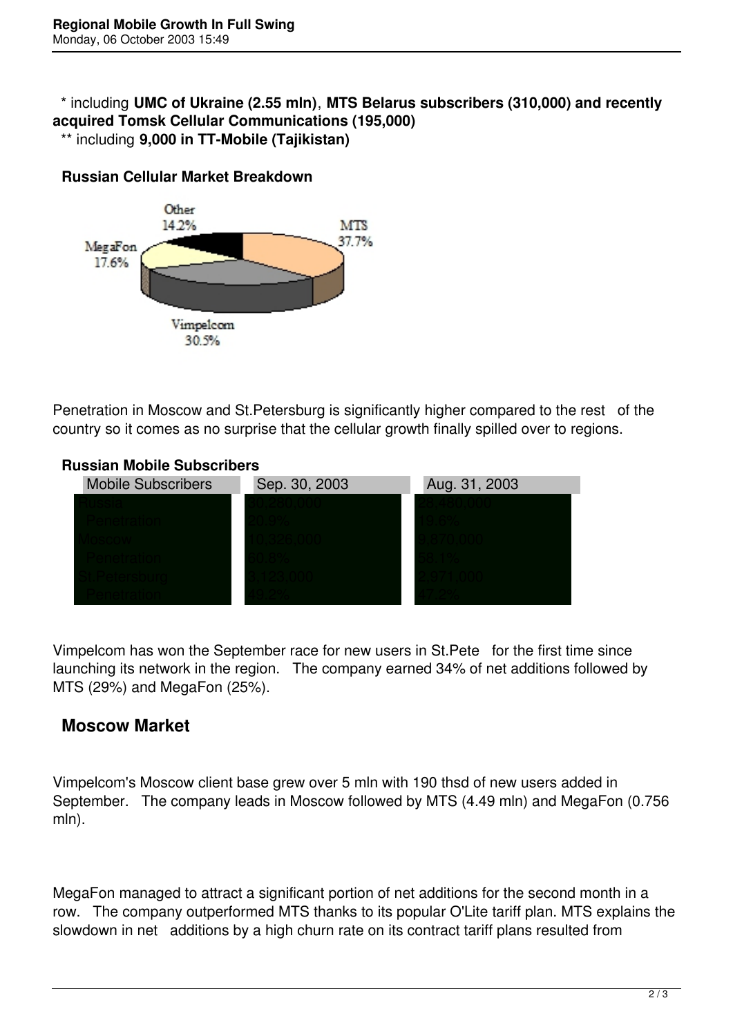* including **UMC of Ukraine (2.55 mln)**, **MTS Belarus subscribers (310,000) and recently acquired Tomsk Cellular Communications (195,000)**

** including **9,000 in TT-Mobile (Tajikistan)**

**Russian Cellular Market Breakdown**

| Operator | Share |
| --- | --- |
| MTS | 37.7% |
| Vimpelcom | 30.5% |
| MegaFon | 17.6% |
| Other | 14.2% |

Penetration in Moscow and St.Petersburg is significantly higher compared to the rest of the country so it comes as no surprise that the cellular growth finally spilled over to regions.

**Russian Mobile Subscribers**

| Mobile Subscribers | Sep. 30, 2003 | Aug. 31, 2003 |
| --- | --- | --- |
| Russia | 30,280,000 | 28,480,000 |
| Penetration | 20.8% | 19.6% |
| Moscow | 10,326,000 | 9,870,000 |
| Penetration | 60.8% | 58.1% |
| St.Petersburg | 3,123,000 | 2,971,000 |
| Penetration | 49.2% | 47.2% |

Vimpelcom has won the September race for new users in St.Pete for the first time since launching its network in the region. The company earned 34% of net additions followed by MTS (29%) and MegaFon (25%).

## Moscow Market

Vimpelcom's Moscow client base grew over 5 mln with 190 thsd of new users added in September. The company leads in Moscow followed by MTS (4.49 mln) and MegaFon (0.756 mln).

MegaFon managed to attract a significant portion of net additions for the second month in a row. The company outperformed MTS thanks to its popular O'Lite tariff plan. MTS explains the slowdown in net additions by a high churn rate on its contract tariff plans resulted from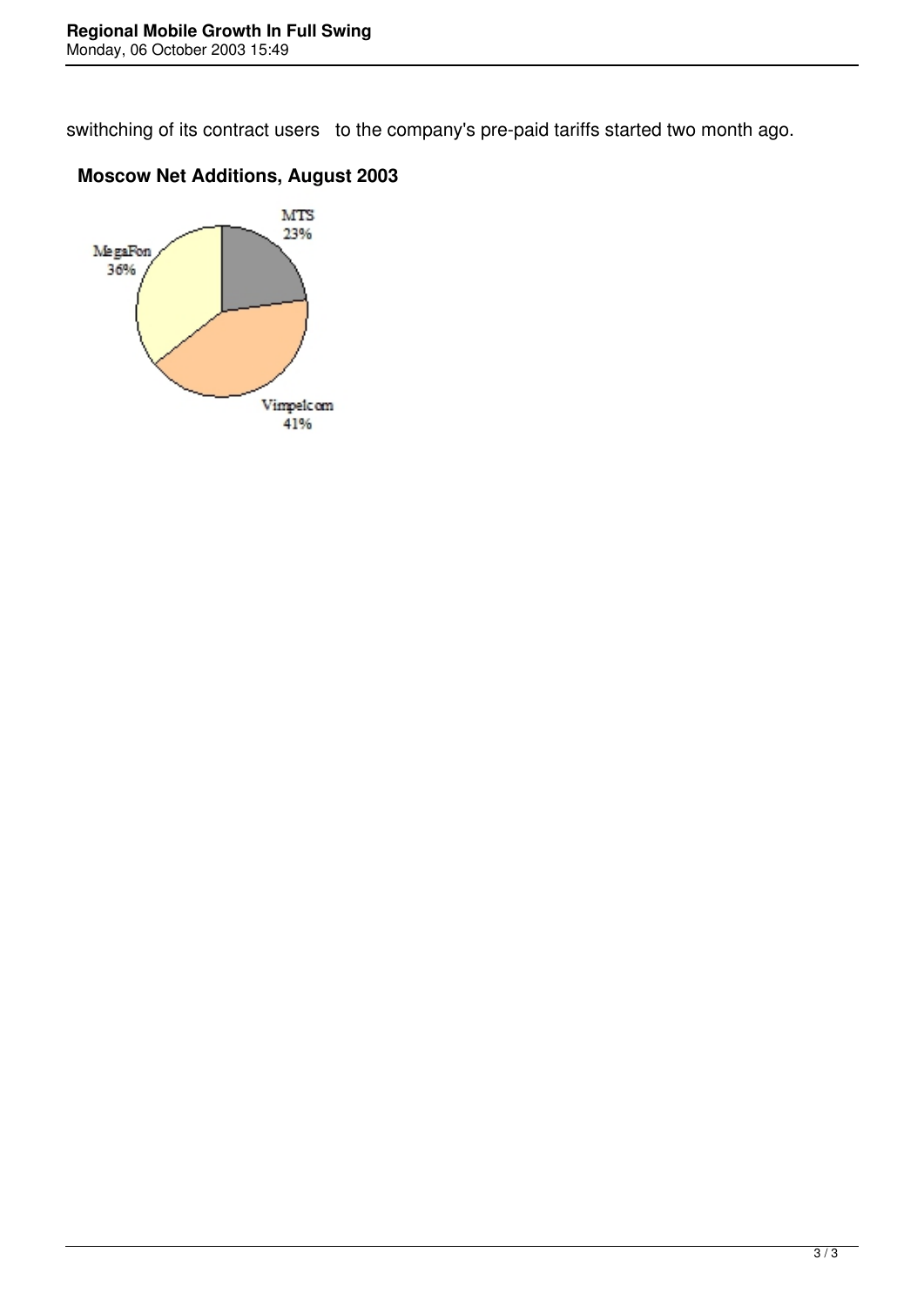swithching of its contract users to the company's pre-paid tariffs started two month ago.

**Moscow Net Additions, August 2003**

MTS
23%

MegaFon
36%

Vimpelcom
41%